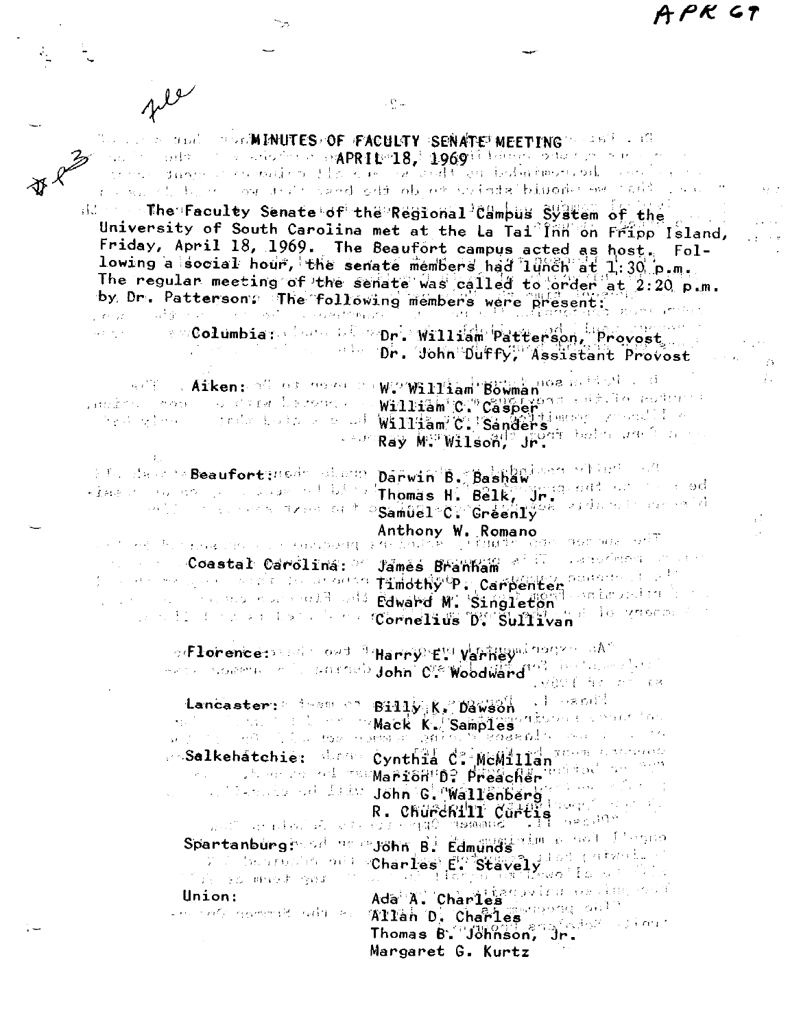# MINUTES OF FACULTY SENATE MEETING

## APRIL 18, 1969

The Faculty Senate of the Regional Campus System of the University of South Carolina met at the La Tai Inn on Fripp Island, Friday, April 18, 1969. The Beaufort campus acted as host. Following a social hour, the senate members had lunch at 1:30 p.m. The regular meeting of the senate was called to order at 2:20 p.m. by Dr. Patterson. The following members were present:

| | |
|---|---|
| Columbia: | Dr. William Patterson, Provost |
| | Dr. John Duffy, Assistant Provost |
| Aiken: | W. William Bowman |
| | William C. Casper |
| | William C. Sanders |
| | Ray M. Wilson, Jr. |
| Beaufort: | Darwin B. Bashaw |
| | Thomas H. Belk, Jr. |
| | Samuel C. Greenly |
| | Anthony W. Romano |
| Coastal Carolina: | James Branham |
| | Timothy P. Carpenter |
| | Edward M. Singleton |
| | Cornelius D. Sullivan |
| Florence: | Harry E. Varney |
| | John C. Woodward |
| Lancaster: | Billy K. Dawson |
| | Mack K. Samples |
| Salkehatchie: | Cynthia C. McMillan |
| | Marion D. Preacher |
| | John G. Wallenberg |
| | R. Churchill Curtis |
| Spartanburg: | John B. Edmunds |
| | Charles E. Stavely |
| Union: | Ada A. Charles |
| | Allan D. Charles |
| | Thomas B. Johnson, Jr. |
| | Margaret G. Kurtz |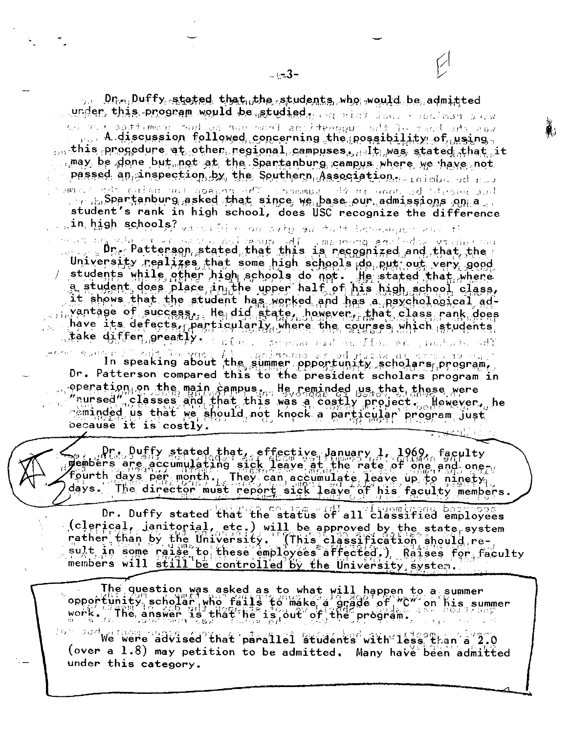Dr. Duffy stated that the students who would be admitted under this program would be studied.

A discussion followed concerning the possibility of using this procedure at other regional campuses. It was stated that it may be done but not at the Spartanburg campus where we have not passed an inspection by the Southern Association.

Spartanburg asked that since we base our admissions on a student's rank in high school, does USC recognize the difference in high schools?

Dr. Patterson stated that this is recognized and that the University realizes that some high schools do put out very good students while other high schools do not. He stated that where a student does place in the upper half of his high school class, it shows that the student has worked and has a psychological advantage of success. He did state, however, that class rank does have its defects, particularly where the courses which students take differ greatly.

In speaking about the summer opportunity scholars program, Dr. Patterson compared this to the president scholars program in operation on the main campus. He reminded us that these were "nursed" classes and that this was a costly project. However, he reminded us that we should not knock a particular program just because it is costly.

Dr. Duffy stated that, effective January 1, 1969, faculty members are accumulating sick leave at the rate of one and one-fourth days per month. They can accumulate leave up to ninety days. The director must report sick leave of his faculty members.

Dr. Duffy stated that the status of all classified employees (clerical, janitorial, etc.) will be approved by the state system rather than by the University. (This classification should result in some raise to these employees affected.) Raises for faculty members will still be controlled by the University system.

The question was asked as to what will happen to a summer opportunity scholar who fails to make a grade of "C" on his summer work. The answer is that he is out of the program.

We were advised that parallel students with less than a 2.0 (over a 1.8) may petition to be admitted. Many have been admitted under this category.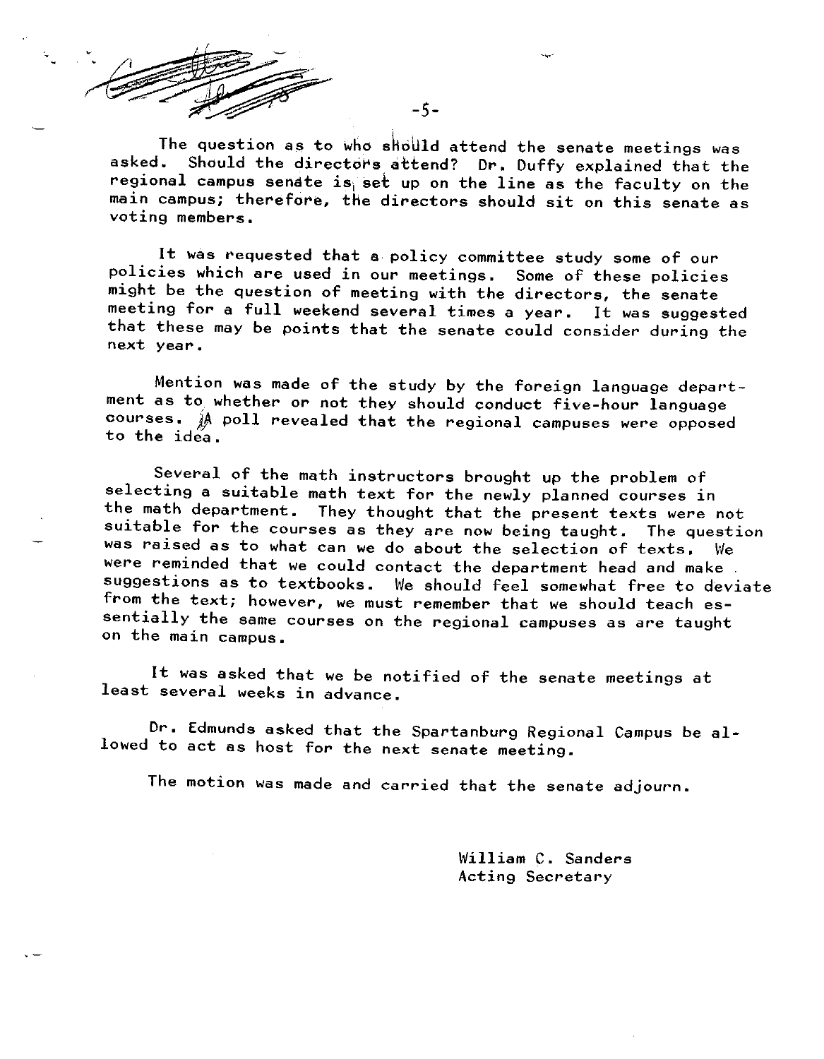The question as to who should attend the senate meetings was asked. Should the directors attend? Dr. Duffy explained that the regional campus senate is set up on the line as the faculty on the main campus; therefore, the directors should sit on this senate as voting members.

It was requested that a policy committee study some of our policies which are used in our meetings. Some of these policies might be the question of meeting with the directors, the senate meeting for a full weekend several times a year. It was suggested that these may be points that the senate could consider during the next year.

Mention was made of the study by the foreign language department as to whether or not they should conduct five-hour language courses. A poll revealed that the regional campuses were opposed to the idea.

Several of the math instructors brought up the problem of selecting a suitable math text for the newly planned courses in the math department. They thought that the present texts were not suitable for the courses as they are now being taught. The question was raised as to what can we do about the selection of texts. We were reminded that we could contact the department head and make suggestions as to textbooks. We should feel somewhat free to deviate from the text; however, we must remember that we should teach essentially the same courses on the regional campuses as are taught on the main campus.

It was asked that we be notified of the senate meetings at least several weeks in advance.

Dr. Edmunds asked that the Spartanburg Regional Campus be allowed to act as host for the next senate meeting.

The motion was made and carried that the senate adjourn.

William C. Sanders
Acting Secretary